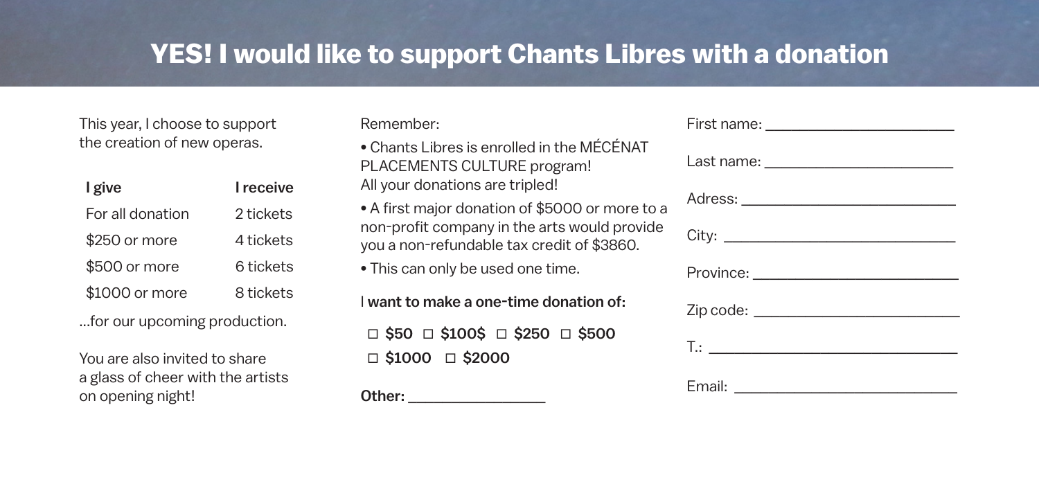# YES! I would like to support Chants Libres with a donation

This year, I choose to support the creation of new operas.

| I give | I receive |
| --- | --- |
| For all donation | 2 tickets |
| $250 or more | 4 tickets |
| $500 or more | 6 tickets |
| $1000 or more | 8 tickets |

...for our upcoming production.

You are also invited to share a glass of cheer with the artists on opening night!

Remember:

- Chants Libres is enrolled in the MÉCÉNAT PLACEMENTS CULTURE program! All your donations are tripled!
- A first major donation of $5000 or more to a non-profit company in the arts would provide you a non-refundable tax credit of $3860.
- This can only be used one time.

I **want to make a one-time donation of:**

**☐ $50 ☐ $100$ ☐ $250 ☐ $500**
**☐ $1000 ☐ $2000**

**Other:** _______________

First name: _______________

Last name: _______________

Adress: _______________

City: _______________

Province: _______________

Zip code: _______________

T.: _______________

Email: _______________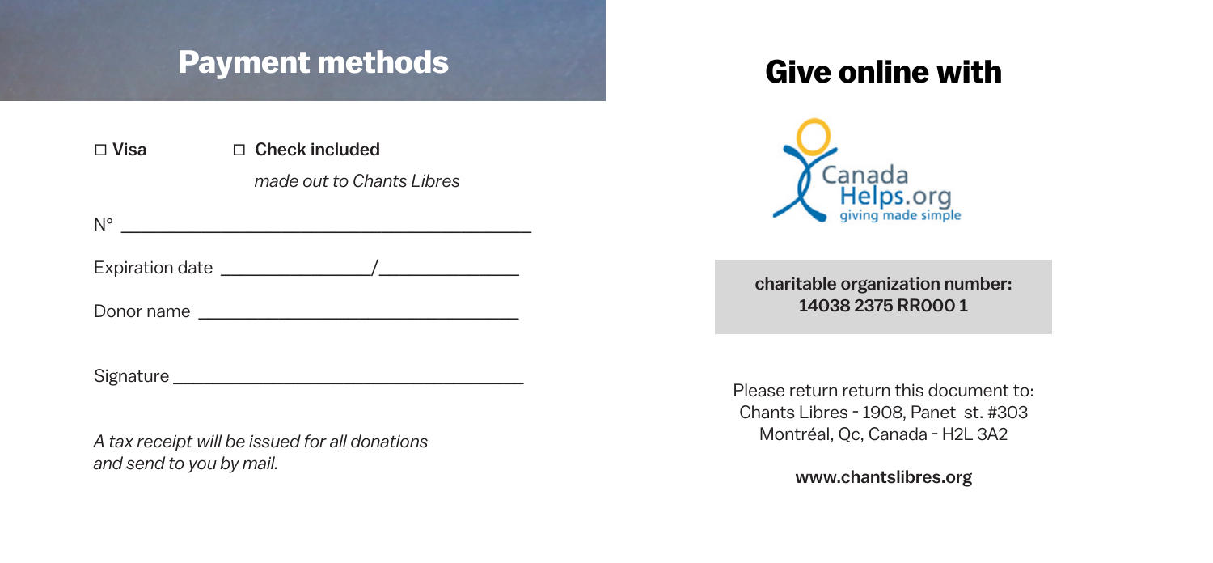## Payment methods

☐ Visa ☐ Check included

*made out to Chants Libres*

N° ___________________________________________

Expiration date _______________/_______________

Donor name __________________________________

Signature ____________________________________

*A tax receipt will be issued for all donations and send to you by mail.*

## Give online with

Canada Helps.org
giving made simple

**charitable organization number: 14038 2375 RR000 1**

Please return return this document to:
Chants Libres - 1908, Panet st. #303
Montréal, Qc, Canada - H2L 3A2

**www.chantslibres.org**